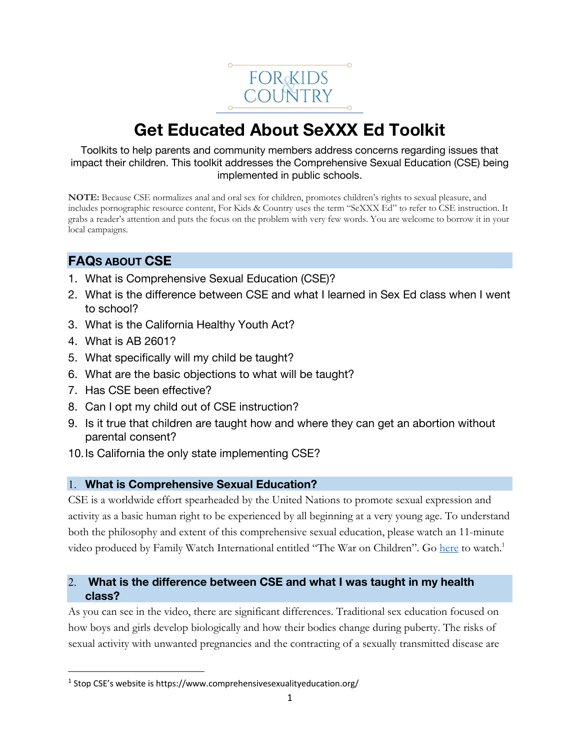FOR KIDS & COUNTRY

# Get Educated About SeXXX Ed Toolkit

Toolkits to help parents and community members address concerns regarding issues that impact their children. This toolkit addresses the Comprehensive Sexual Education (CSE) being implemented in public schools.

**NOTE:** Because CSE normalizes anal and oral sex for children, promotes children's rights to sexual pleasure, and includes pornographic resource content, For Kids & Country uses the term "SeXXX Ed" to refer to CSE instruction. It grabs a reader's attention and puts the focus on the problem with very few words. You are welcome to borrow it in your local campaigns.

## FAQs about CSE

1. What is Comprehensive Sexual Education (CSE)?
2. What is the difference between CSE and what I learned in Sex Ed class when I went to school?
3. What is the California Healthy Youth Act?
4. What is AB 2601?
5. What specifically will my child be taught?
6. What are the basic objections to what will be taught?
7. Has CSE been effective?
8. Can I opt my child out of CSE instruction?
9. Is it true that children are taught how and where they can get an abortion without parental consent?
10. Is California the only state implementing CSE?

### 1. What is Comprehensive Sexual Education?

CSE is a worldwide effort spearheaded by the United Nations to promote sexual expression and activity as a basic human right to be experienced by all beginning at a very young age. To understand both the philosophy and extent of this comprehensive sexual education, please watch an 11-minute video produced by Family Watch International entitled "The War on Children". Go [here] to watch.[1]

### 2. What is the difference between CSE and what I was taught in my health class?

As you can see in the video, there are significant differences. Traditional sex education focused on how boys and girls develop biologically and how their bodies change during puberty. The risks of sexual activity with unwanted pregnancies and the contracting of a sexually transmitted disease are

[1] Stop CSE's website is https://www.comprehensivesexualityeducation.org/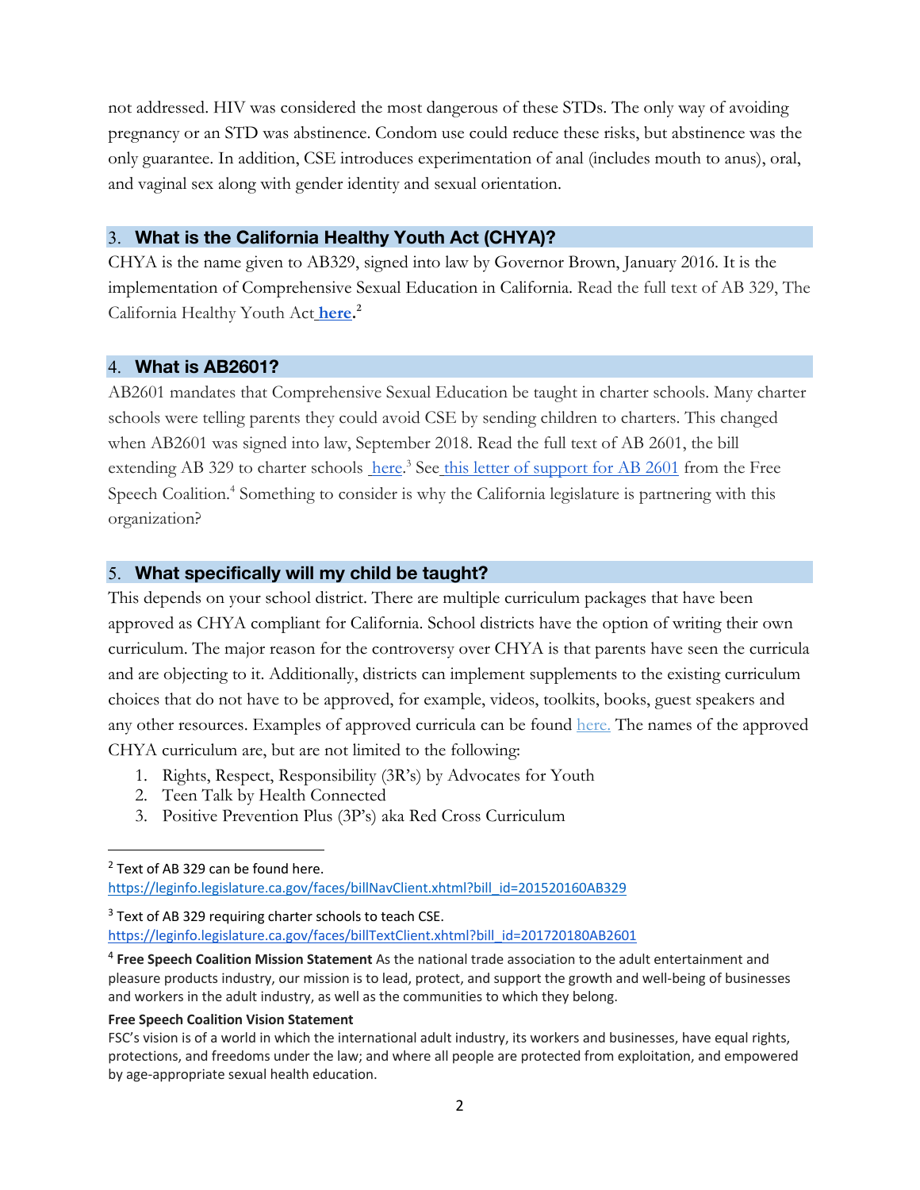not addressed. HIV was considered the most dangerous of these STDs. The only way of avoiding pregnancy or an STD was abstinence. Condom use could reduce these risks, but abstinence was the only guarantee. In addition, CSE introduces experimentation of anal (includes mouth to anus), oral, and vaginal sex along with gender identity and sexual orientation.

## 3. What is the California Healthy Youth Act (CHYA)?

CHYA is the name given to AB329, signed into law by Governor Brown, January 2016. It is the implementation of Comprehensive Sexual Education in California. Read the full text of AB 329, The California Healthy Youth Act **here**.[2]

## 4. What is AB2601?

AB2601 mandates that Comprehensive Sexual Education be taught in charter schools. Many charter schools were telling parents they could avoid CSE by sending children to charters. This changed when AB2601 was signed into law, September 2018. Read the full text of AB 2601, the bill extending AB 329 to charter schools here.[3] See this letter of support for AB 2601 from the Free Speech Coalition.[4] Something to consider is why the California legislature is partnering with this organization?

## 5. What specifically will my child be taught?

This depends on your school district. There are multiple curriculum packages that have been approved as CHYA compliant for California. School districts have the option of writing their own curriculum. The major reason for the controversy over CHYA is that parents have seen the curricula and are objecting to it. Additionally, districts can implement supplements to the existing curriculum choices that do not have to be approved, for example, videos, toolkits, books, guest speakers and any other resources. Examples of approved curricula can be found here. The names of the approved CHYA curriculum are, but are not limited to the following:

1. Rights, Respect, Responsibility (3R's) by Advocates for Youth
2. Teen Talk by Health Connected
3. Positive Prevention Plus (3P's) aka Red Cross Curriculum

---

[2] Text of AB 329 can be found here. https://leginfo.legislature.ca.gov/faces/billNavClient.xhtml?bill_id=201520160AB329

[3] Text of AB 329 requiring charter schools to teach CSE. https://leginfo.legislature.ca.gov/faces/billTextClient.xhtml?bill_id=201720180AB2601

[4] **Free Speech Coalition Mission Statement** As the national trade association to the adult entertainment and pleasure products industry, our mission is to lead, protect, and support the growth and well-being of businesses and workers in the adult industry, as well as the communities to which they belong.

**Free Speech Coalition Vision Statement**
FSC's vision is of a world in which the international adult industry, its workers and businesses, have equal rights, protections, and freedoms under the law; and where all people are protected from exploitation, and empowered by age-appropriate sexual health education.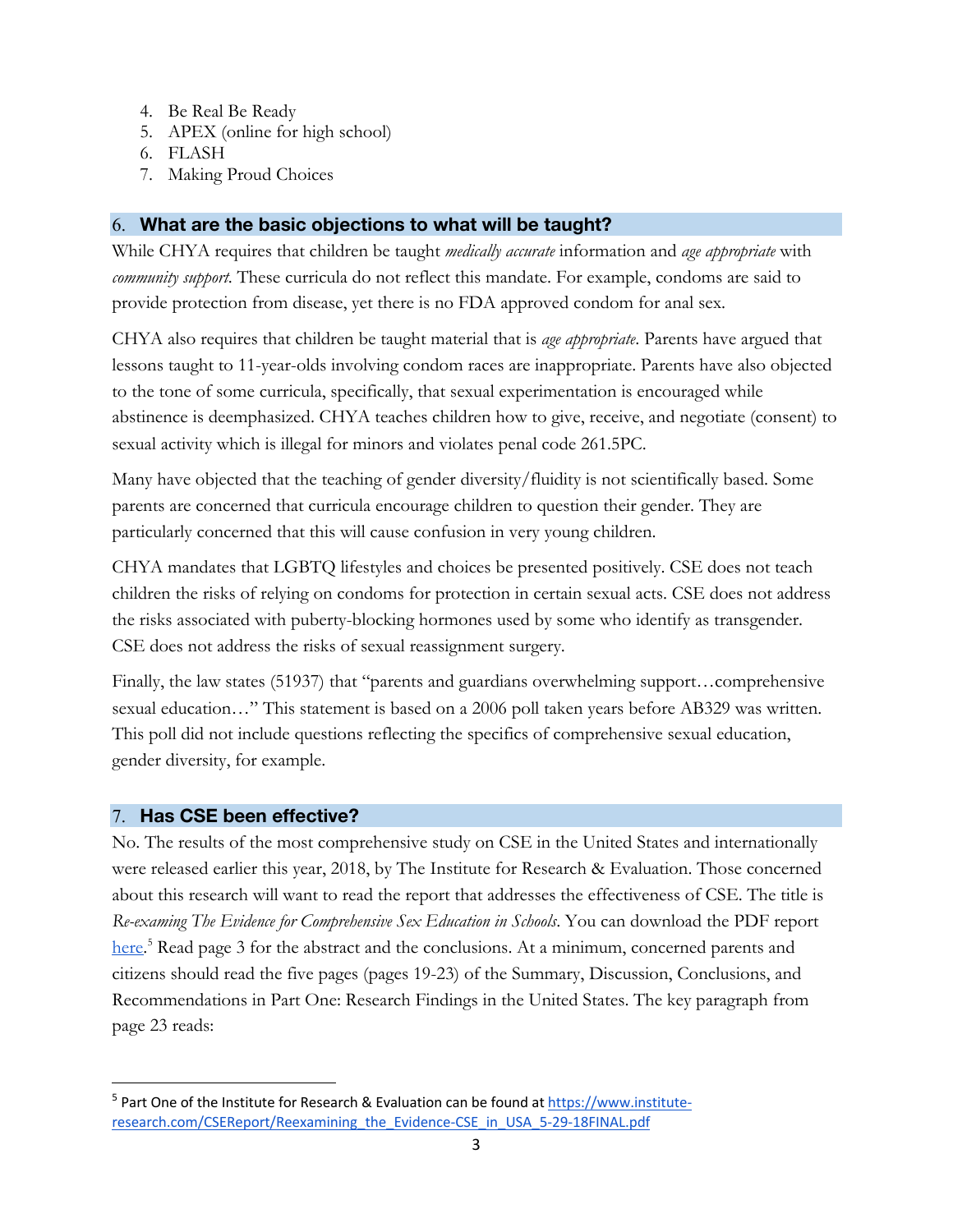4. Be Real Be Ready
5. APEX (online for high school)
6. FLASH
7. Making Proud Choices

## 6. What are the basic objections to what will be taught?

While CHYA requires that children be taught *medically accurate* information and *age appropriate* with *community support*. These curricula do not reflect this mandate. For example, condoms are said to provide protection from disease, yet there is no FDA approved condom for anal sex.

CHYA also requires that children be taught material that is *age appropriate*. Parents have argued that lessons taught to 11-year-olds involving condom races are inappropriate. Parents have also objected to the tone of some curricula, specifically, that sexual experimentation is encouraged while abstinence is deemphasized. CHYA teaches children how to give, receive, and negotiate (consent) to sexual activity which is illegal for minors and violates penal code 261.5PC.

Many have objected that the teaching of gender diversity/fluidity is not scientifically based. Some parents are concerned that curricula encourage children to question their gender. They are particularly concerned that this will cause confusion in very young children.

CHYA mandates that LGBTQ lifestyles and choices be presented positively. CSE does not teach children the risks of relying on condoms for protection in certain sexual acts. CSE does not address the risks associated with puberty-blocking hormones used by some who identify as transgender. CSE does not address the risks of sexual reassignment surgery.

Finally, the law states (51937) that "parents and guardians overwhelming support…comprehensive sexual education…" This statement is based on a 2006 poll taken years before AB329 was written. This poll did not include questions reflecting the specifics of comprehensive sexual education, gender diversity, for example.

## 7. Has CSE been effective?

No. The results of the most comprehensive study on CSE in the United States and internationally were released earlier this year, 2018, by The Institute for Research & Evaluation. Those concerned about this research will want to read the report that addresses the effectiveness of CSE. The title is *Re-examing The Evidence for Comprehensive Sex Education in Schools*. You can download the PDF report here.[5] Read page 3 for the abstract and the conclusions. At a minimum, concerned parents and citizens should read the five pages (pages 19-23) of the Summary, Discussion, Conclusions, and Recommendations in Part One: Research Findings in the United States. The key paragraph from page 23 reads:

[5] Part One of the Institute for Research & Evaluation can be found at https://www.institute-research.com/CSEReport/Reexamining_the_Evidence-CSE_in_USA_5-29-18FINAL.pdf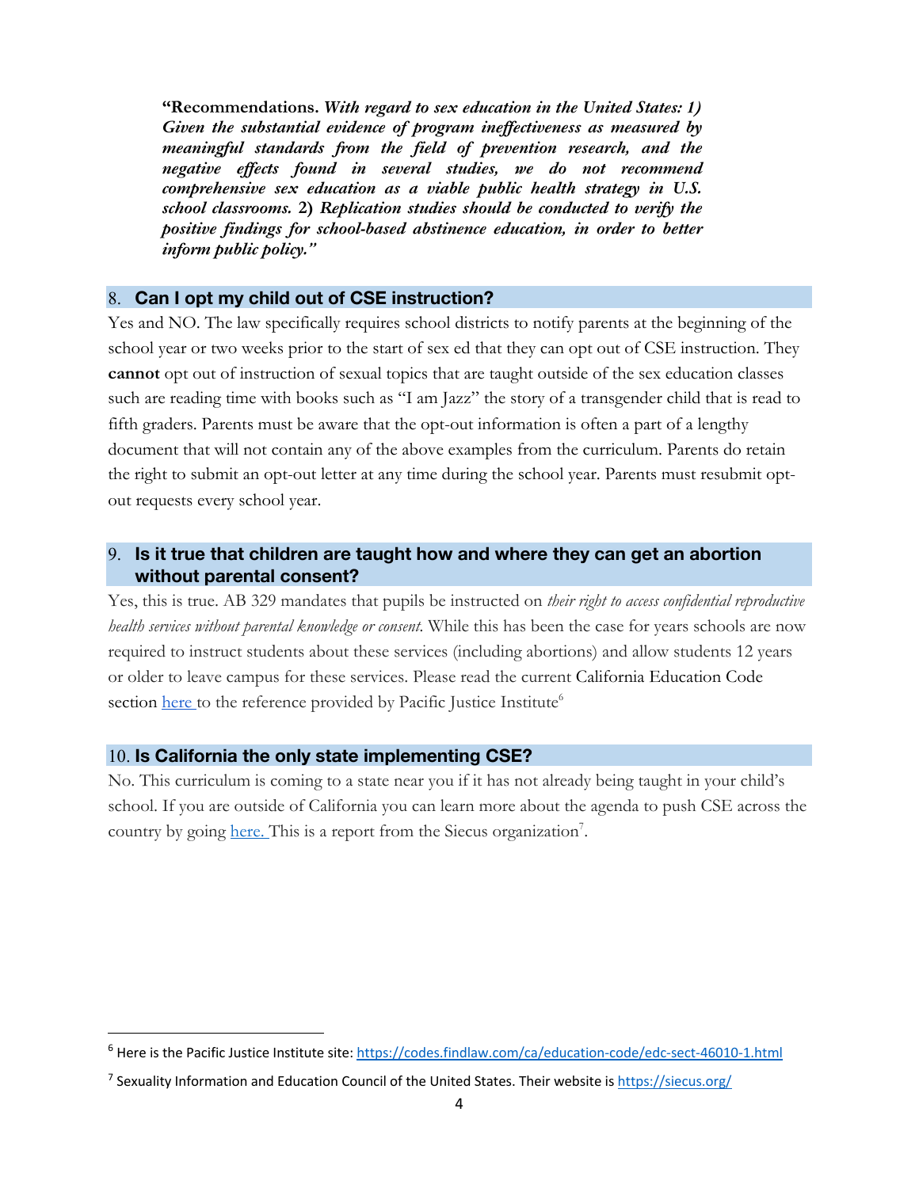**"Recommendations.** ***With regard to sex education in the United States: 1) Given the substantial evidence of program ineffectiveness as measured by meaningful standards from the field of prevention research, and the negative effects found in several studies, we do not recommend comprehensive sex education as a viable public health strategy in U.S. school classrooms.*** **2)** ***Replication studies should be conducted to verify the positive findings for school-based abstinence education, in order to better inform public policy."***

## 8. Can I opt my child out of CSE instruction?

Yes and NO. The law specifically requires school districts to notify parents at the beginning of the school year or two weeks prior to the start of sex ed that they can opt out of CSE instruction. They **cannot** opt out of instruction of sexual topics that are taught outside of the sex education classes such are reading time with books such as "I am Jazz" the story of a transgender child that is read to fifth graders. Parents must be aware that the opt-out information is often a part of a lengthy document that will not contain any of the above examples from the curriculum. Parents do retain the right to submit an opt-out letter at any time during the school year. Parents must resubmit opt-out requests every school year.

## 9. Is it true that children are taught how and where they can get an abortion without parental consent?

Yes, this is true. AB 329 mandates that pupils be instructed on *their right to access confidential reproductive health services without parental knowledge or consent.* While this has been the case for years schools are now required to instruct students about these services (including abortions) and allow students 12 years or older to leave campus for these services. Please read the current California Education Code section [here](https://codes.findlaw.com/ca/education-code/edc-sect-46010-1.html) to the reference provided by Pacific Justice Institute[6]

## 10. Is California the only state implementing CSE?

No. This curriculum is coming to a state near you if it has not already being taught in your child's school. If you are outside of California you can learn more about the agenda to push CSE across the country by going [here.](https://siecus.org/) This is a report from the Siecus organization[7].

---

[6] Here is the Pacific Justice Institute site: https://codes.findlaw.com/ca/education-code/edc-sect-46010-1.html

[7] Sexuality Information and Education Council of the United States. Their website is https://siecus.org/